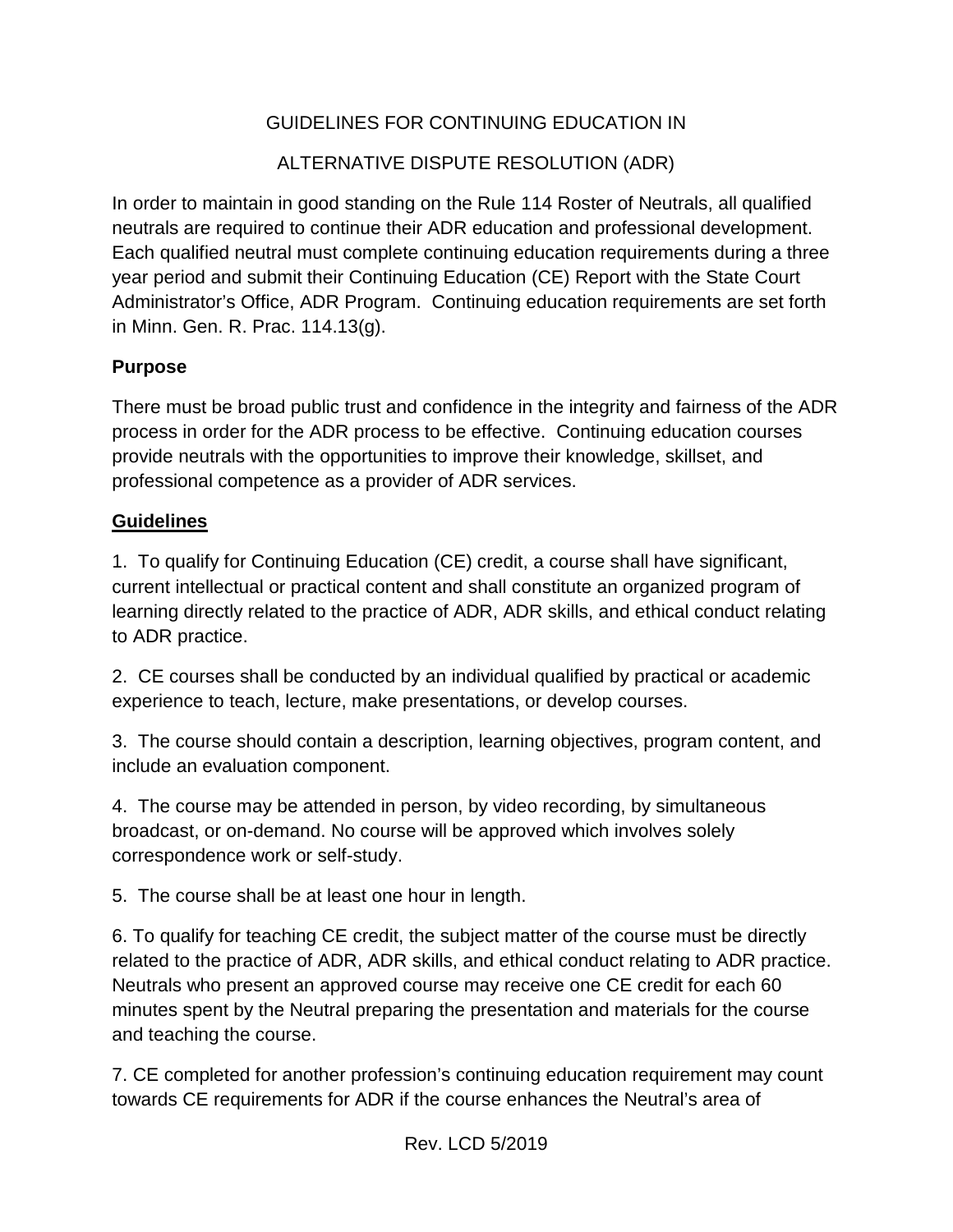# GUIDELINES FOR CONTINUING EDUCATION IN ALTERNATIVE DISPUTE RESOLUTION (ADR)

In order to maintain in good standing on the Rule 114 Roster of Neutrals, all qualified neutrals are required to continue their ADR education and professional development. Each qualified neutral must complete continuing education requirements during a three year period and submit their Continuing Education (CE) Report with the State Court Administrator's Office, ADR Program. Continuing education requirements are set forth in Minn. Gen. R. Prac. 114.13(g).

## Purpose

There must be broad public trust and confidence in the integrity and fairness of the ADR process in order for the ADR process to be effective. Continuing education courses provide neutrals with the opportunities to improve their knowledge, skillset, and professional competence as a provider of ADR services.

## Guidelines

1. To qualify for Continuing Education (CE) credit, a course shall have significant, current intellectual or practical content and shall constitute an organized program of learning directly related to the practice of ADR, ADR skills, and ethical conduct relating to ADR practice.

2. CE courses shall be conducted by an individual qualified by practical or academic experience to teach, lecture, make presentations, or develop courses.

3. The course should contain a description, learning objectives, program content, and include an evaluation component.

4. The course may be attended in person, by video recording, by simultaneous broadcast, or on-demand. No course will be approved which involves solely correspondence work or self-study.

5. The course shall be at least one hour in length.

6. To qualify for teaching CE credit, the subject matter of the course must be directly related to the practice of ADR, ADR skills, and ethical conduct relating to ADR practice. Neutrals who present an approved course may receive one CE credit for each 60 minutes spent by the Neutral preparing the presentation and materials for the course and teaching the course.

7. CE completed for another profession's continuing education requirement may count towards CE requirements for ADR if the course enhances the Neutral's area of

Rev. LCD 5/2019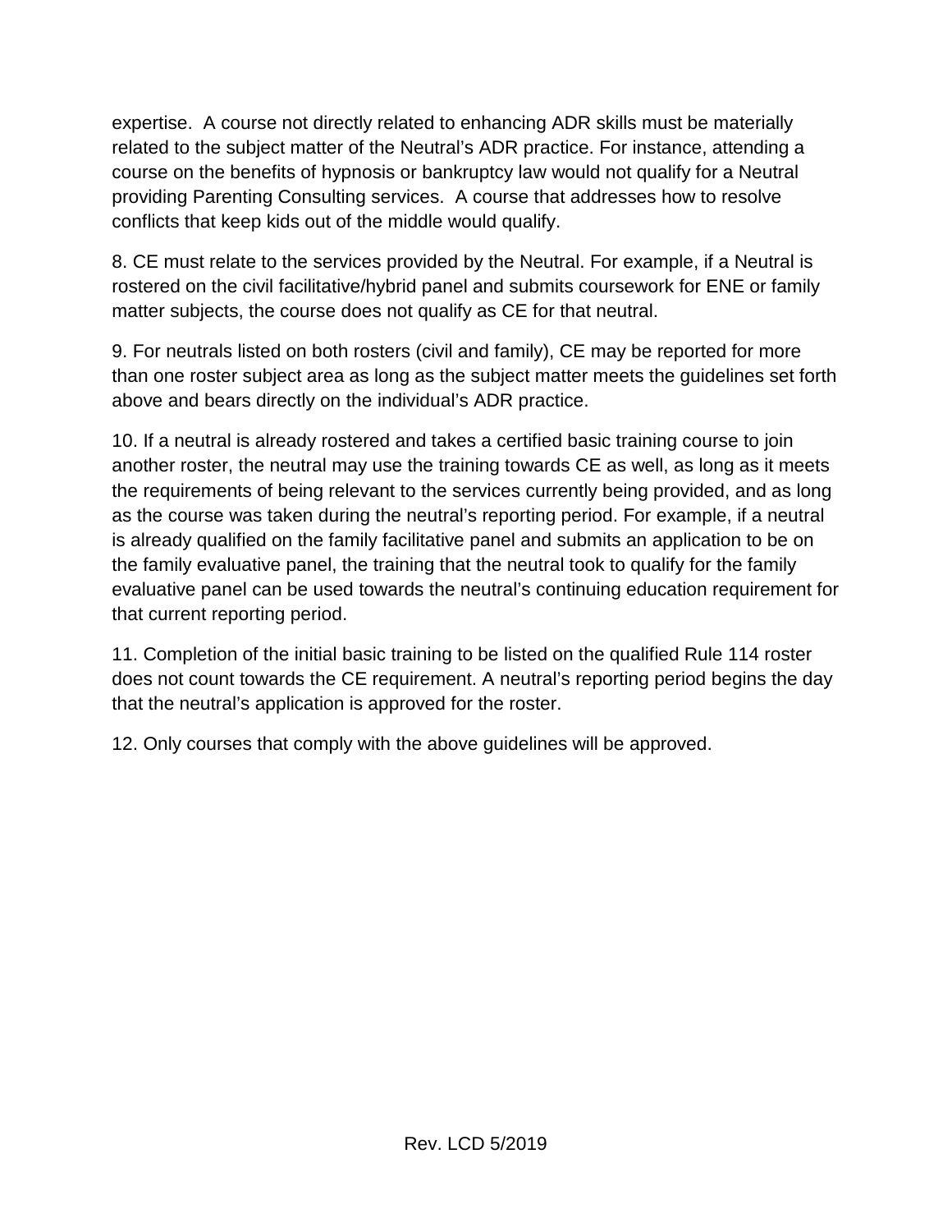expertise. A course not directly related to enhancing ADR skills must be materially related to the subject matter of the Neutral's ADR practice. For instance, attending a course on the benefits of hypnosis or bankruptcy law would not qualify for a Neutral providing Parenting Consulting services. A course that addresses how to resolve conflicts that keep kids out of the middle would qualify.

8. CE must relate to the services provided by the Neutral. For example, if a Neutral is rostered on the civil facilitative/hybrid panel and submits coursework for ENE or family matter subjects, the course does not qualify as CE for that neutral.

9. For neutrals listed on both rosters (civil and family), CE may be reported for more than one roster subject area as long as the subject matter meets the guidelines set forth above and bears directly on the individual's ADR practice.

10. If a neutral is already rostered and takes a certified basic training course to join another roster, the neutral may use the training towards CE as well, as long as it meets the requirements of being relevant to the services currently being provided, and as long as the course was taken during the neutral's reporting period. For example, if a neutral is already qualified on the family facilitative panel and submits an application to be on the family evaluative panel, the training that the neutral took to qualify for the family evaluative panel can be used towards the neutral's continuing education requirement for that current reporting period.

11. Completion of the initial basic training to be listed on the qualified Rule 114 roster does not count towards the CE requirement. A neutral's reporting period begins the day that the neutral's application is approved for the roster.

12. Only courses that comply with the above guidelines will be approved.

Rev. LCD 5/2019